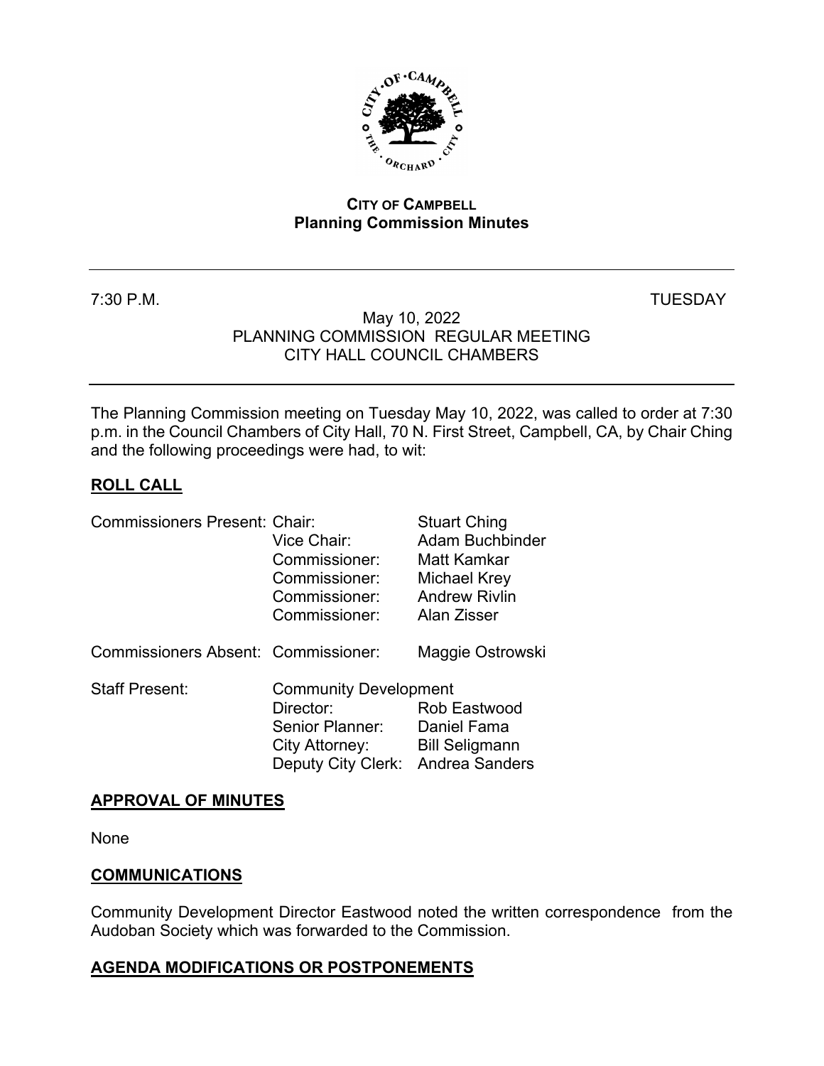**CITY OF CAMPBELL**
**Planning Commission Minutes**

---

7:30 P.M. TUESDAY

May 10, 2022
PLANNING COMMISSION REGULAR MEETING
CITY HALL COUNCIL CHAMBERS

---

The Planning Commission meeting on Tuesday May 10, 2022, was called to order at 7:30 p.m. in the Council Chambers of City Hall, 70 N. First Street, Campbell, CA, by Chair Ching and the following proceedings were had, to wit:

## ROLL CALL

| | | |
|---|---|---|
| Commissioners Present: | Chair: | Stuart Ching |
| | Vice Chair: | Adam Buchbinder |
| | Commissioner: | Matt Kamkar |
| | Commissioner: | Michael Krey |
| | Commissioner: | Andrew Rivlin |
| | Commissioner: | Alan Zisser |
| Commissioners Absent: | Commissioner: | Maggie Ostrowski |
| Staff Present: | Community Development | |
| | Director: | Rob Eastwood |
| | Senior Planner: | Daniel Fama |
| | City Attorney: | Bill Seligmann |
| | Deputy City Clerk: | Andrea Sanders |

## APPROVAL OF MINUTES

None

## COMMUNICATIONS

Community Development Director Eastwood noted the written correspondence from the Audoban Society which was forwarded to the Commission.

## AGENDA MODIFICATIONS OR POSTPONEMENTS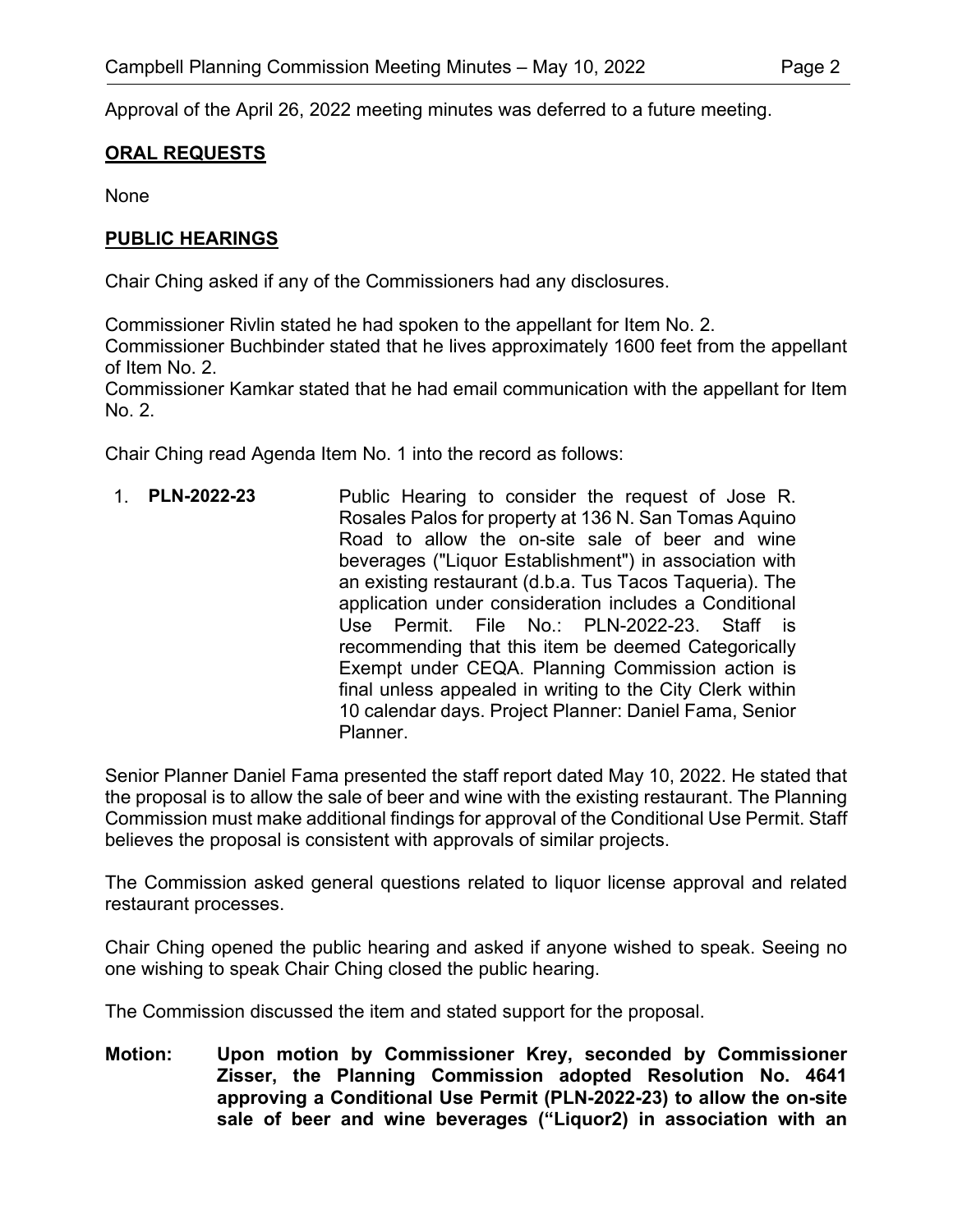Approval of the April 26, 2022 meeting minutes was deferred to a future meeting.

## ORAL REQUESTS

None

## PUBLIC HEARINGS

Chair Ching asked if any of the Commissioners had any disclosures.

Commissioner Rivlin stated he had spoken to the appellant for Item No. 2.
Commissioner Buchbinder stated that he lives approximately 1600 feet from the appellant of Item No. 2.
Commissioner Kamkar stated that he had email communication with the appellant for Item No. 2.

Chair Ching read Agenda Item No. 1 into the record as follows:

1. **PLN-2022-23** Public Hearing to consider the request of Jose R. Rosales Palos for property at 136 N. San Tomas Aquino Road to allow the on-site sale of beer and wine beverages ("Liquor Establishment") in association with an existing restaurant (d.b.a. Tus Tacos Taqueria). The application under consideration includes a Conditional Use Permit. File No.: PLN-2022-23. Staff is recommending that this item be deemed Categorically Exempt under CEQA. Planning Commission action is final unless appealed in writing to the City Clerk within 10 calendar days. Project Planner: Daniel Fama, Senior Planner.

Senior Planner Daniel Fama presented the staff report dated May 10, 2022. He stated that the proposal is to allow the sale of beer and wine with the existing restaurant. The Planning Commission must make additional findings for approval of the Conditional Use Permit. Staff believes the proposal is consistent with approvals of similar projects.

The Commission asked general questions related to liquor license approval and related restaurant processes.

Chair Ching opened the public hearing and asked if anyone wished to speak. Seeing no one wishing to speak Chair Ching closed the public hearing.

The Commission discussed the item and stated support for the proposal.

**Motion: Upon motion by Commissioner Krey, seconded by Commissioner Zisser, the Planning Commission adopted Resolution No. 4641 approving a Conditional Use Permit (PLN-2022-23) to allow the on-site sale of beer and wine beverages ("Liquor2) in association with an**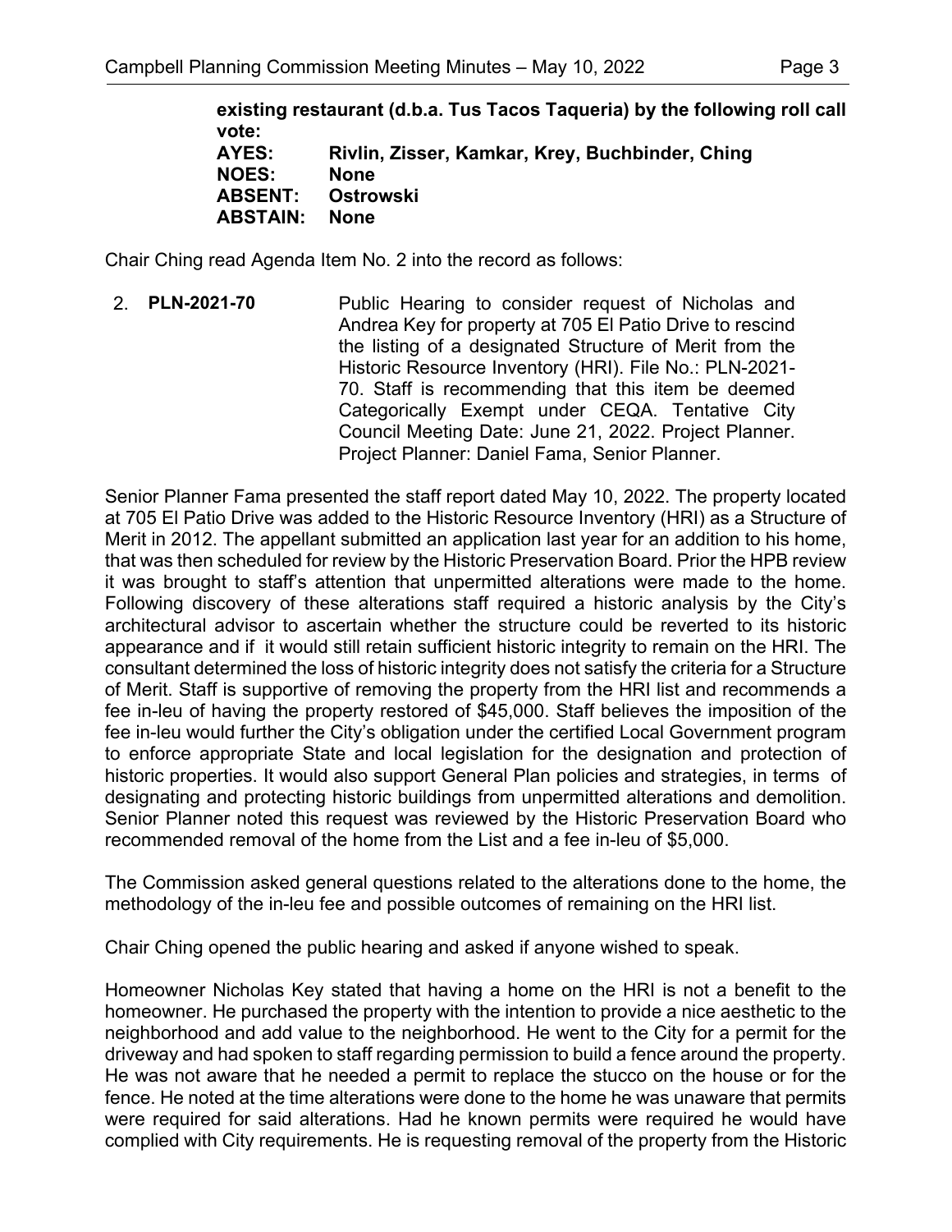**existing restaurant (d.b.a. Tus Tacos Taqueria) by the following roll call vote:**

**AYES: Rivlin, Zisser, Kamkar, Krey, Buchbinder, Ching**
**NOES: None**
**ABSENT: Ostrowski**
**ABSTAIN: None**

Chair Ching read Agenda Item No. 2 into the record as follows:

2. **PLN-2021-70** Public Hearing to consider request of Nicholas and Andrea Key for property at 705 El Patio Drive to rescind the listing of a designated Structure of Merit from the Historic Resource Inventory (HRI). File No.: PLN-2021-70. Staff is recommending that this item be deemed Categorically Exempt under CEQA. Tentative City Council Meeting Date: June 21, 2022. Project Planner. Project Planner: Daniel Fama, Senior Planner.

Senior Planner Fama presented the staff report dated May 10, 2022. The property located at 705 El Patio Drive was added to the Historic Resource Inventory (HRI) as a Structure of Merit in 2012. The appellant submitted an application last year for an addition to his home, that was then scheduled for review by the Historic Preservation Board. Prior the HPB review it was brought to staff's attention that unpermitted alterations were made to the home. Following discovery of these alterations staff required a historic analysis by the City's architectural advisor to ascertain whether the structure could be reverted to its historic appearance and if it would still retain sufficient historic integrity to remain on the HRI. The consultant determined the loss of historic integrity does not satisfy the criteria for a Structure of Merit. Staff is supportive of removing the property from the HRI list and recommends a fee in-leu of having the property restored of $45,000. Staff believes the imposition of the fee in-leu would further the City's obligation under the certified Local Government program to enforce appropriate State and local legislation for the designation and protection of historic properties. It would also support General Plan policies and strategies, in terms of designating and protecting historic buildings from unpermitted alterations and demolition. Senior Planner noted this request was reviewed by the Historic Preservation Board who recommended removal of the home from the List and a fee in-leu of $5,000.

The Commission asked general questions related to the alterations done to the home, the methodology of the in-leu fee and possible outcomes of remaining on the HRI list.

Chair Ching opened the public hearing and asked if anyone wished to speak.

Homeowner Nicholas Key stated that having a home on the HRI is not a benefit to the homeowner. He purchased the property with the intention to provide a nice aesthetic to the neighborhood and add value to the neighborhood. He went to the City for a permit for the driveway and had spoken to staff regarding permission to build a fence around the property. He was not aware that he needed a permit to replace the stucco on the house or for the fence. He noted at the time alterations were done to the home he was unaware that permits were required for said alterations. Had he known permits were required he would have complied with City requirements. He is requesting removal of the property from the Historic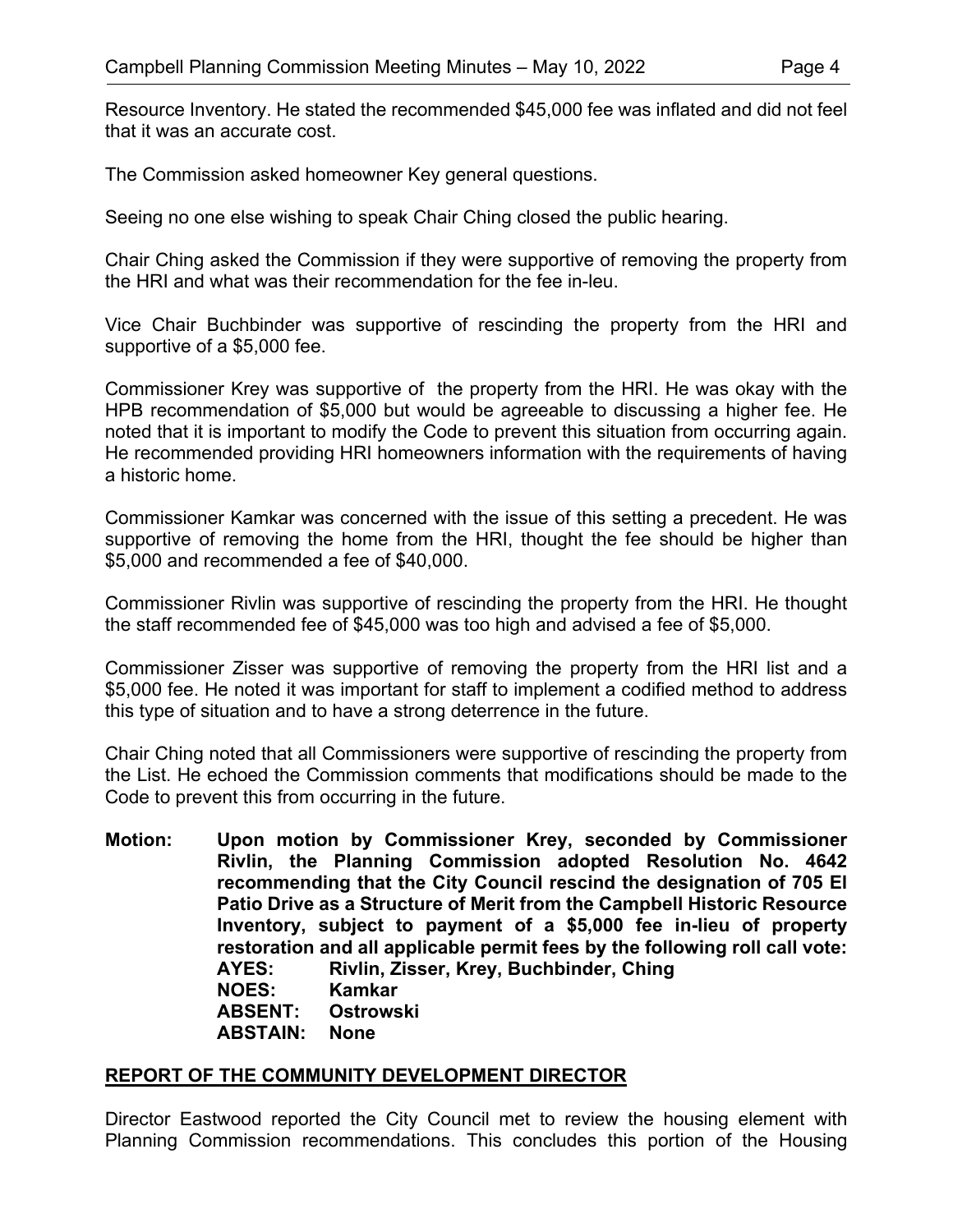Resource Inventory. He stated the recommended $45,000 fee was inflated and did not feel that it was an accurate cost.

The Commission asked homeowner Key general questions.

Seeing no one else wishing to speak Chair Ching closed the public hearing.

Chair Ching asked the Commission if they were supportive of removing the property from the HRI and what was their recommendation for the fee in-leu.

Vice Chair Buchbinder was supportive of rescinding the property from the HRI and supportive of a $5,000 fee.

Commissioner Krey was supportive of  the property from the HRI. He was okay with the HPB recommendation of $5,000 but would be agreeable to discussing a higher fee. He noted that it is important to modify the Code to prevent this situation from occurring again. He recommended providing HRI homeowners information with the requirements of having a historic home.

Commissioner Kamkar was concerned with the issue of this setting a precedent. He was supportive of removing the home from the HRI, thought the fee should be higher than $5,000 and recommended a fee of $40,000.

Commissioner Rivlin was supportive of rescinding the property from the HRI. He thought the staff recommended fee of $45,000 was too high and advised a fee of $5,000.

Commissioner Zisser was supportive of removing the property from the HRI list and a $5,000 fee. He noted it was important for staff to implement a codified method to address this type of situation and to have a strong deterrence in the future.

Chair Ching noted that all Commissioners were supportive of rescinding the property from the List. He echoed the Commission comments that modifications should be made to the Code to prevent this from occurring in the future.

**Motion:** **Upon motion by Commissioner Krey, seconded by Commissioner Rivlin, the Planning Commission adopted Resolution No. 4642 recommending that the City Council rescind the designation of 705 El Patio Drive as a Structure of Merit from the Campbell Historic Resource Inventory, subject to payment of a $5,000 fee in-lieu of property restoration and all applicable permit fees by the following roll call vote:**
**AYES: Rivlin, Zisser, Krey, Buchbinder, Ching**
**NOES: Kamkar**
**ABSENT: Ostrowski**
**ABSTAIN: None**

## REPORT OF THE COMMUNITY DEVELOPMENT DIRECTOR

Director Eastwood reported the City Council met to review the housing element with Planning Commission recommendations. This concludes this portion of the Housing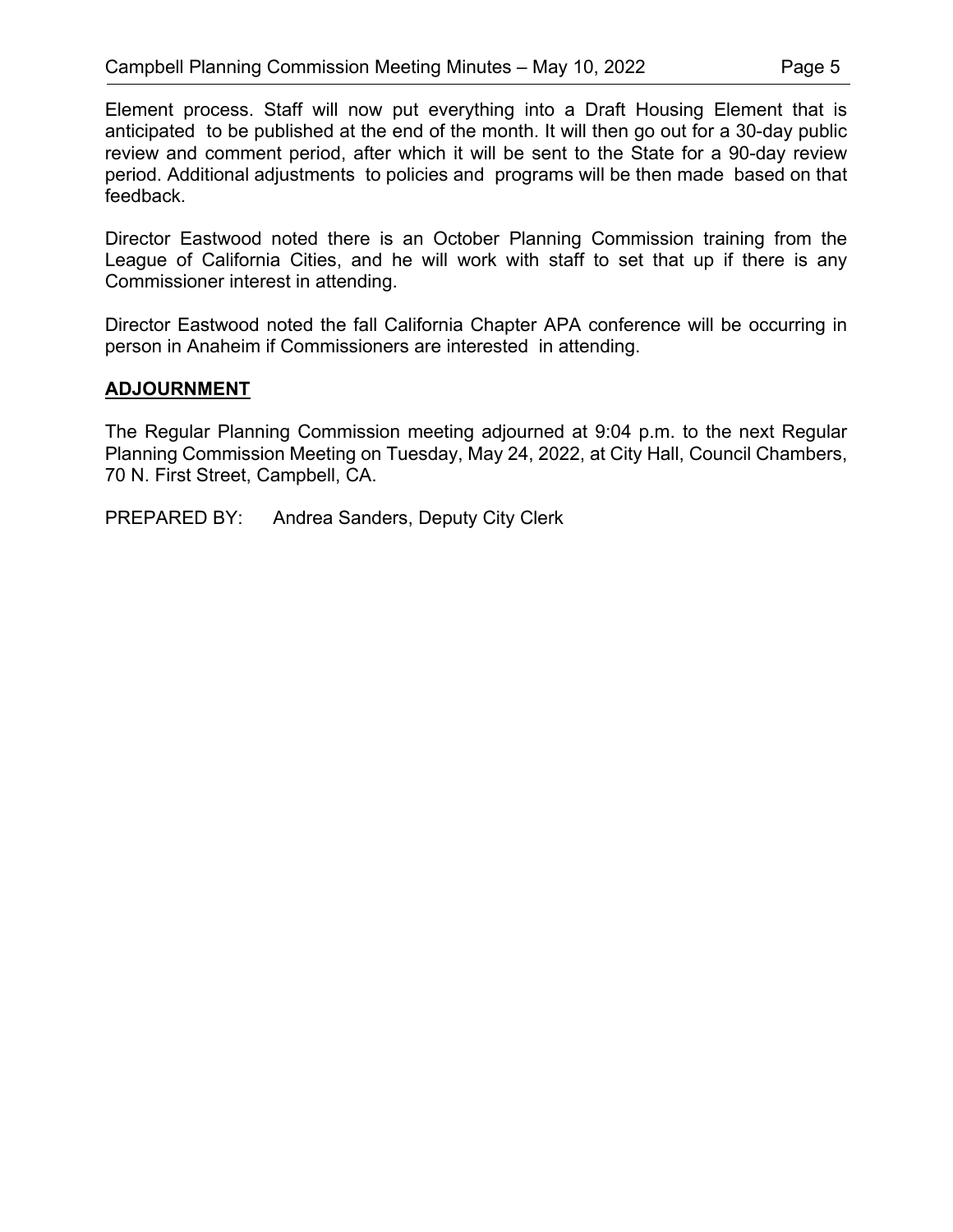Element process. Staff will now put everything into a Draft Housing Element that is anticipated to be published at the end of the month. It will then go out for a 30-day public review and comment period, after which it will be sent to the State for a 90-day review period. Additional adjustments to policies and programs will be then made based on that feedback.

Director Eastwood noted there is an October Planning Commission training from the League of California Cities, and he will work with staff to set that up if there is any Commissioner interest in attending.

Director Eastwood noted the fall California Chapter APA conference will be occurring in person in Anaheim if Commissioners are interested in attending.

## ADJOURNMENT

The Regular Planning Commission meeting adjourned at 9:04 p.m. to the next Regular Planning Commission Meeting on Tuesday, May 24, 2022, at City Hall, Council Chambers, 70 N. First Street, Campbell, CA.

PREPARED BY: Andrea Sanders, Deputy City Clerk